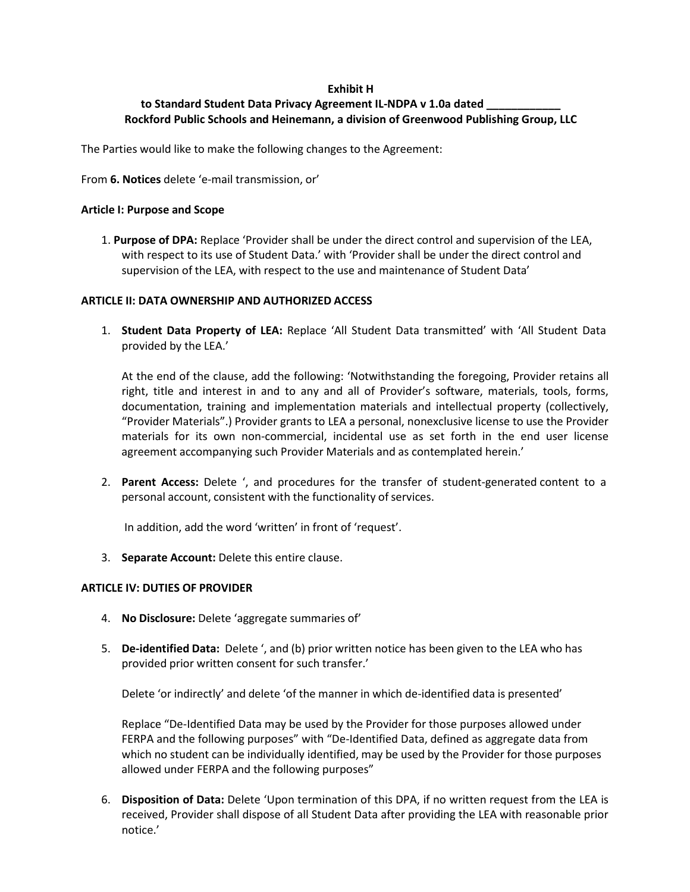**Exhibit H**

**to Standard Student Data Privacy Agreement IL-NDPA v 1.0a dated \_\_\_\_\_\_\_\_\_\_\_\_**

**Rockford Public Schools and Heinemann, a division of Greenwood Publishing Group, LLC**

The Parties would like to make the following changes to the Agreement:

From **6. Notices** delete 'e-mail transmission, or'

**Article I: Purpose and Scope**

1. **Purpose of DPA:** Replace 'Provider shall be under the direct control and supervision of the LEA, with respect to its use of Student Data.' with 'Provider shall be under the direct control and supervision of the LEA, with respect to the use and maintenance of Student Data'

**ARTICLE II: DATA OWNERSHIP AND AUTHORIZED ACCESS**

1. **Student Data Property of LEA:** Replace 'All Student Data transmitted' with 'All Student Data provided by the LEA.'

   At the end of the clause, add the following: 'Notwithstanding the foregoing, Provider retains all right, title and interest in and to any and all of Provider's software, materials, tools, forms, documentation, training and implementation materials and intellectual property (collectively, "Provider Materials".) Provider grants to LEA a personal, nonexclusive license to use the Provider materials for its own non-commercial, incidental use as set forth in the end user license agreement accompanying such Provider Materials and as contemplated herein.'

2. **Parent Access:** Delete ', and procedures for the transfer of student-generated content to a personal account, consistent with the functionality of services.

   In addition, add the word 'written' in front of 'request'.

3. **Separate Account:** Delete this entire clause.

**ARTICLE IV: DUTIES OF PROVIDER**

4. **No Disclosure:** Delete 'aggregate summaries of'

5. **De-identified Data:** Delete ', and (b) prior written notice has been given to the LEA who has provided prior written consent for such transfer.'

   Delete 'or indirectly' and delete 'of the manner in which de-identified data is presented'

   Replace "De-Identified Data may be used by the Provider for those purposes allowed under FERPA and the following purposes" with "De-Identified Data, defined as aggregate data from which no student can be individually identified, may be used by the Provider for those purposes allowed under FERPA and the following purposes"

6. **Disposition of Data:** Delete 'Upon termination of this DPA, if no written request from the LEA is received, Provider shall dispose of all Student Data after providing the LEA with reasonable prior notice.'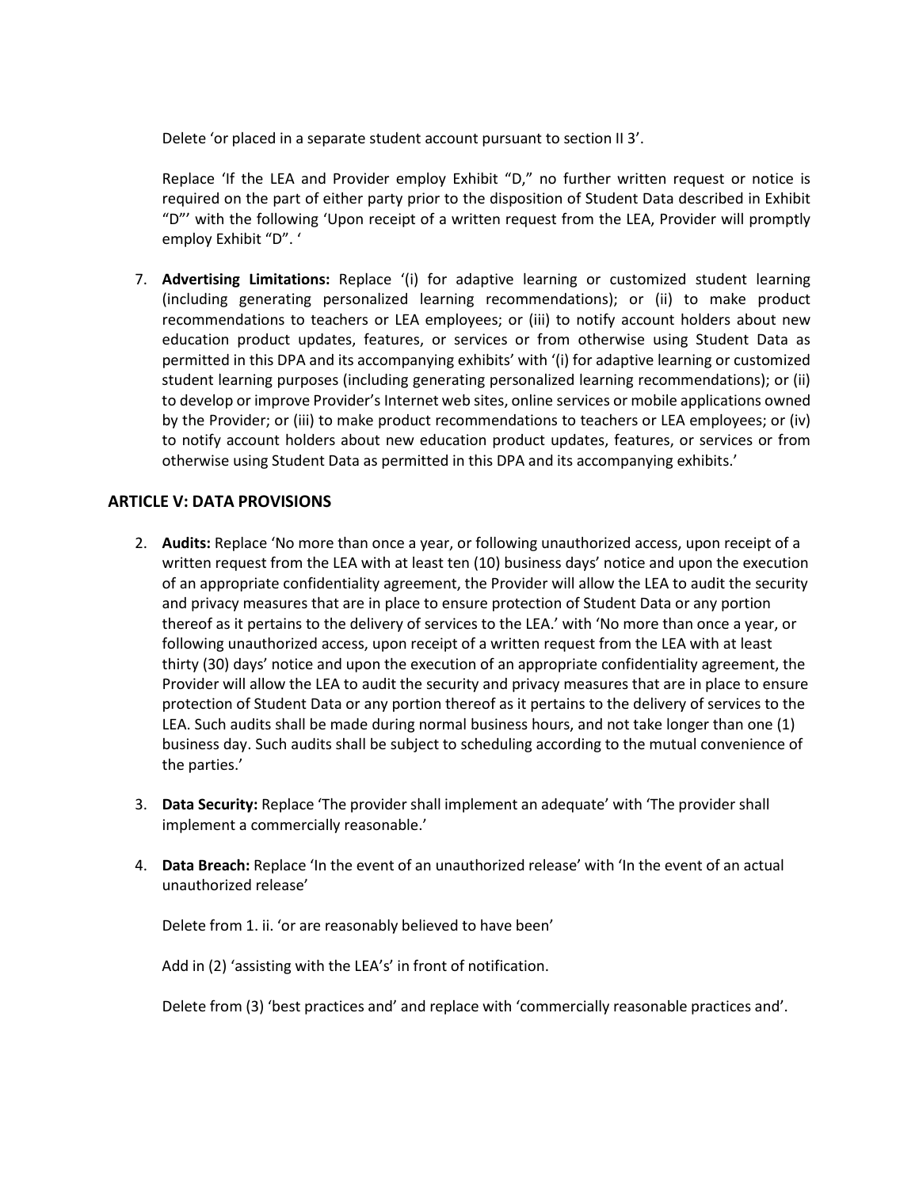Delete 'or placed in a separate student account pursuant to section II 3'.

Replace 'If the LEA and Provider employ Exhibit "D," no further written request or notice is required on the part of either party prior to the disposition of Student Data described in Exhibit "D"' with the following 'Upon receipt of a written request from the LEA, Provider will promptly employ Exhibit "D". '

7. **Advertising Limitations:** Replace '(i) for adaptive learning or customized student learning (including generating personalized learning recommendations); or (ii) to make product recommendations to teachers or LEA employees; or (iii) to notify account holders about new education product updates, features, or services or from otherwise using Student Data as permitted in this DPA and its accompanying exhibits' with '(i) for adaptive learning or customized student learning purposes (including generating personalized learning recommendations); or (ii) to develop or improve Provider's Internet web sites, online services or mobile applications owned by the Provider; or (iii) to make product recommendations to teachers or LEA employees; or (iv) to notify account holders about new education product updates, features, or services or from otherwise using Student Data as permitted in this DPA and its accompanying exhibits.'

## ARTICLE V: DATA PROVISIONS

2. **Audits:** Replace 'No more than once a year, or following unauthorized access, upon receipt of a written request from the LEA with at least ten (10) business days' notice and upon the execution of an appropriate confidentiality agreement, the Provider will allow the LEA to audit the security and privacy measures that are in place to ensure protection of Student Data or any portion thereof as it pertains to the delivery of services to the LEA.' with 'No more than once a year, or following unauthorized access, upon receipt of a written request from the LEA with at least thirty (30) days' notice and upon the execution of an appropriate confidentiality agreement, the Provider will allow the LEA to audit the security and privacy measures that are in place to ensure protection of Student Data or any portion thereof as it pertains to the delivery of services to the LEA. Such audits shall be made during normal business hours, and not take longer than one (1) business day. Such audits shall be subject to scheduling according to the mutual convenience of the parties.'

3. **Data Security:** Replace 'The provider shall implement an adequate' with 'The provider shall implement a commercially reasonable.'

4. **Data Breach:** Replace 'In the event of an unauthorized release' with 'In the event of an actual unauthorized release'

   Delete from 1. ii. 'or are reasonably believed to have been'

   Add in (2) 'assisting with the LEA's' in front of notification.

   Delete from (3) 'best practices and' and replace with 'commercially reasonable practices and'.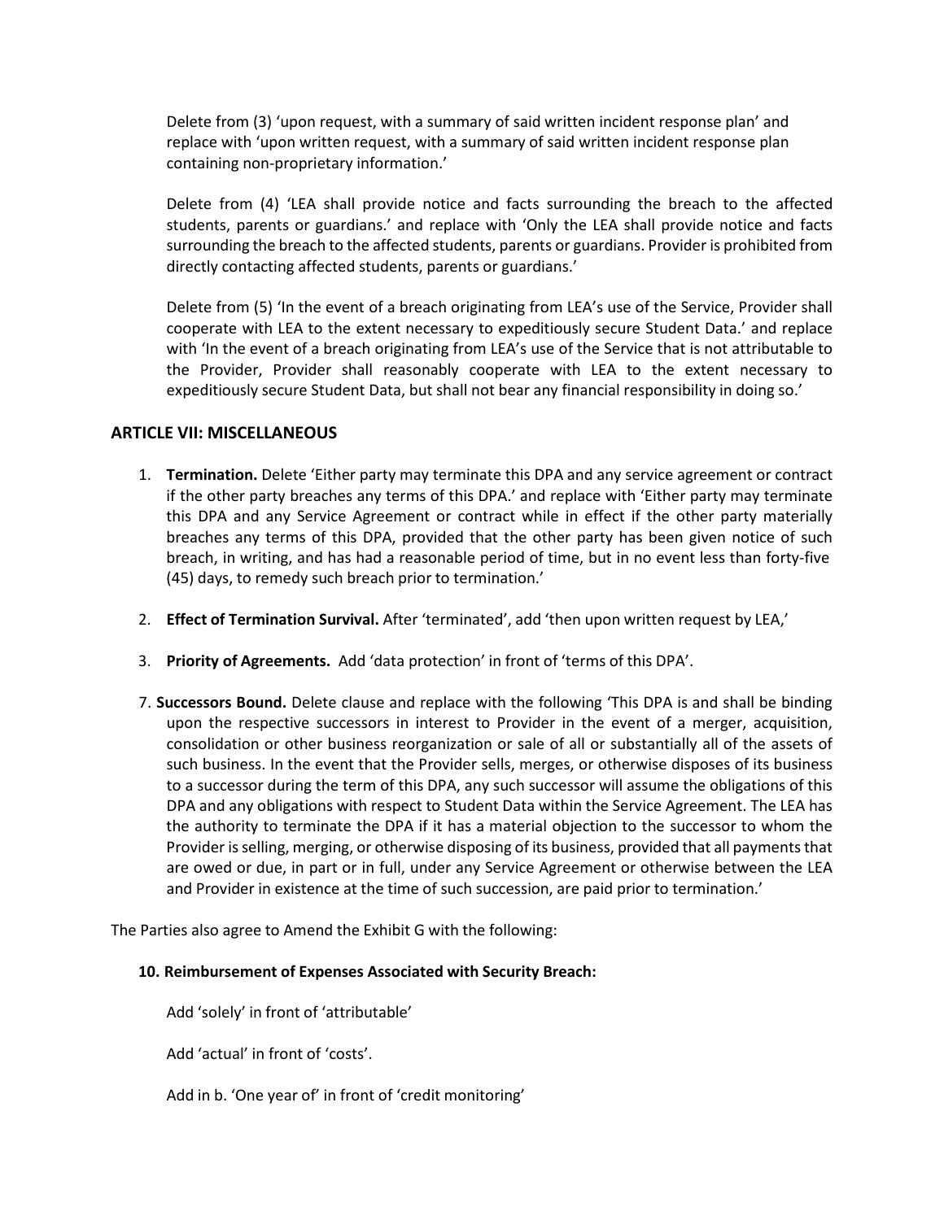Delete from (3) 'upon request, with a summary of said written incident response plan' and replace with 'upon written request, with a summary of said written incident response plan containing non-proprietary information.'

Delete from (4) 'LEA shall provide notice and facts surrounding the breach to the affected students, parents or guardians.' and replace with 'Only the LEA shall provide notice and facts surrounding the breach to the affected students, parents or guardians. Provider is prohibited from directly contacting affected students, parents or guardians.'

Delete from (5) 'In the event of a breach originating from LEA's use of the Service, Provider shall cooperate with LEA to the extent necessary to expeditiously secure Student Data.' and replace with 'In the event of a breach originating from LEA's use of the Service that is not attributable to the Provider, Provider shall reasonably cooperate with LEA to the extent necessary to expeditiously secure Student Data, but shall not bear any financial responsibility in doing so.'

## ARTICLE VII: MISCELLANEOUS

1. **Termination.** Delete 'Either party may terminate this DPA and any service agreement or contract if the other party breaches any terms of this DPA.' and replace with 'Either party may terminate this DPA and any Service Agreement or contract while in effect if the other party materially breaches any terms of this DPA, provided that the other party has been given notice of such breach, in writing, and has had a reasonable period of time, but in no event less than forty-five (45) days, to remedy such breach prior to termination.'

2. **Effect of Termination Survival.** After 'terminated', add 'then upon written request by LEA,'

3. **Priority of Agreements.** Add 'data protection' in front of 'terms of this DPA'.

7. **Successors Bound.** Delete clause and replace with the following 'This DPA is and shall be binding upon the respective successors in interest to Provider in the event of a merger, acquisition, consolidation or other business reorganization or sale of all or substantially all of the assets of such business. In the event that the Provider sells, merges, or otherwise disposes of its business to a successor during the term of this DPA, any such successor will assume the obligations of this DPA and any obligations with respect to Student Data within the Service Agreement. The LEA has the authority to terminate the DPA if it has a material objection to the successor to whom the Provider is selling, merging, or otherwise disposing of its business, provided that all payments that are owed or due, in part or in full, under any Service Agreement or otherwise between the LEA and Provider in existence at the time of such succession, are paid prior to termination.'

The Parties also agree to Amend the Exhibit G with the following:

**10. Reimbursement of Expenses Associated with Security Breach:**

Add 'solely' in front of 'attributable'

Add 'actual' in front of 'costs'.

Add in b. 'One year of' in front of 'credit monitoring'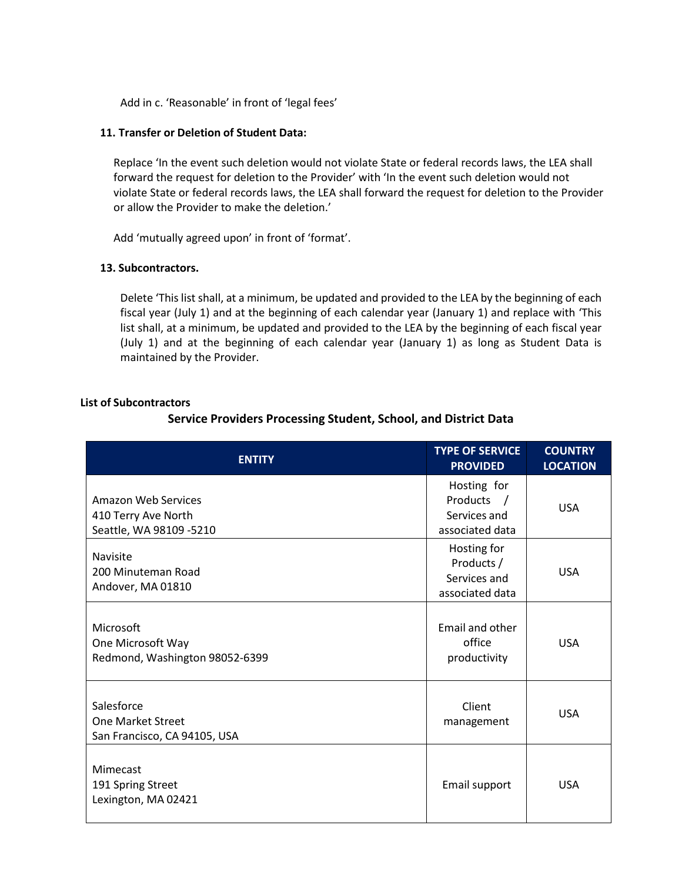Add in c. 'Reasonable' in front of 'legal fees'

**11. Transfer or Deletion of Student Data:**

Replace 'In the event such deletion would not violate State or federal records laws, the LEA shall forward the request for deletion to the Provider' with 'In the event such deletion would not violate State or federal records laws, the LEA shall forward the request for deletion to the Provider or allow the Provider to make the deletion.'

Add 'mutually agreed upon' in front of 'format'.

**13. Subcontractors.**

Delete 'This list shall, at a minimum, be updated and provided to the LEA by the beginning of each fiscal year (July 1) and at the beginning of each calendar year (January 1) and replace with 'This list shall, at a minimum, be updated and provided to the LEA by the beginning of each fiscal year (July 1) and at the beginning of each calendar year (January 1) as long as Student Data is maintained by the Provider.

**List of Subcontractors**

**Service Providers Processing Student, School, and District Data**

| ENTITY | TYPE OF SERVICE PROVIDED | COUNTRY LOCATION |
|---|---|---|
| Amazon Web Services<br>410 Terry Ave North<br>Seattle, WA 98109 -5210 | Hosting for Products / Services and associated data | USA |
| Navisite<br>200 Minuteman Road<br>Andover, MA 01810 | Hosting for Products / Services and associated data | USA |
| Microsoft<br>One Microsoft Way<br>Redmond, Washington 98052-6399 | Email and other office productivity | USA |
| Salesforce<br>One Market Street<br>San Francisco, CA 94105, USA | Client management | USA |
| Mimecast<br>191 Spring Street<br>Lexington, MA 02421 | Email support | USA |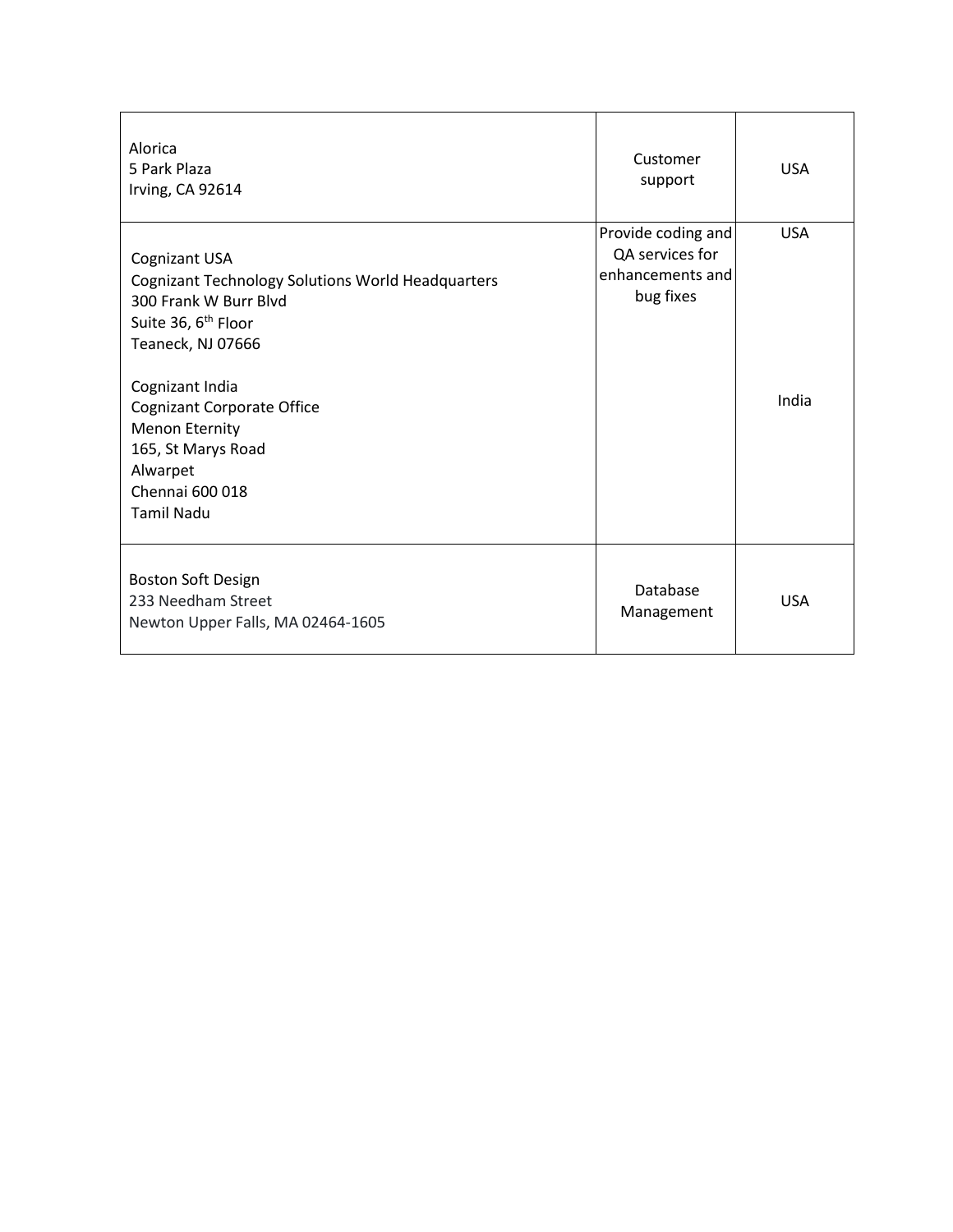| | | |
|---|---|---|
| Alorica<br>5 Park Plaza<br>Irving, CA 92614 | Customer support | USA |
| Cognizant USA<br>Cognizant Technology Solutions World Headquarters<br>300 Frank W Burr Blvd<br>Suite 36, 6th Floor<br>Teaneck, NJ 07666<br><br>Cognizant India<br>Cognizant Corporate Office<br>Menon Eternity<br>165, St Marys Road<br>Alwarpet<br>Chennai 600 018<br>Tamil Nadu | Provide coding and QA services for enhancements and bug fixes | USA<br><br>India |
| Boston Soft Design<br>233 Needham Street<br>Newton Upper Falls, MA 02464-1605 | Database Management | USA |